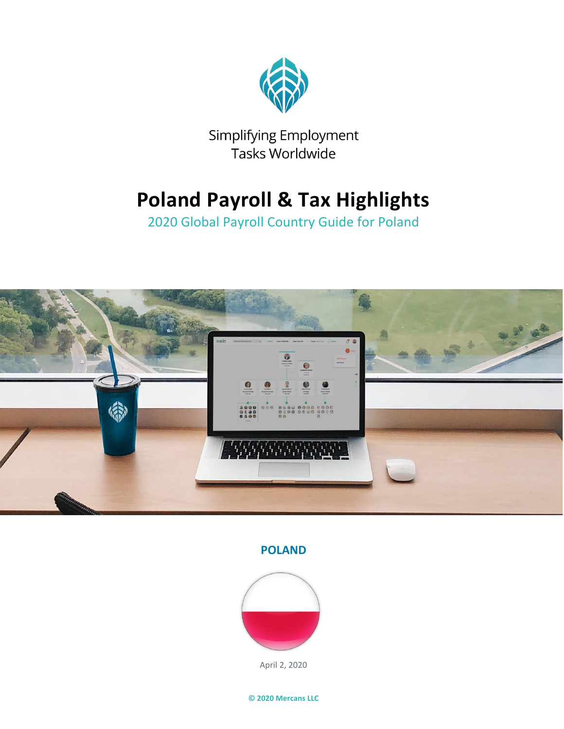Simplifying Employment Tasks Worldwide

# Poland Payroll & Tax Highlights

## 2020 Global Payroll Country Guide for Poland

**POLAND**

April 2, 2020

**© 2020 Mercans LLC**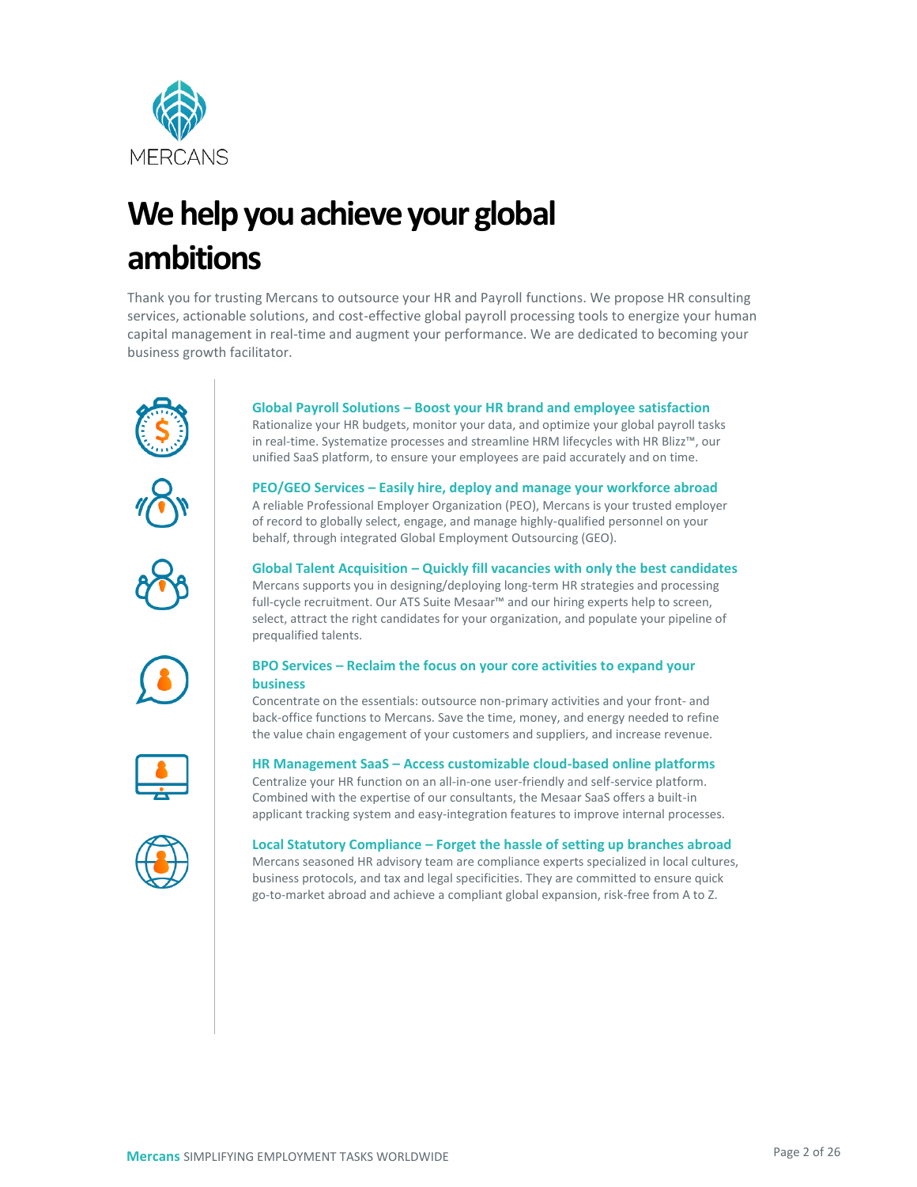# We help you achieve your global ambitions

Thank you for trusting Mercans to outsource your HR and Payroll functions. We propose HR consulting services, actionable solutions, and cost-effective global payroll processing tools to energize your human capital management in real-time and augment your performance. We are dedicated to becoming your business growth facilitator.

### Global Payroll Solutions – Boost your HR brand and employee satisfaction

Rationalize your HR budgets, monitor your data, and optimize your global payroll tasks in real-time. Systematize processes and streamline HRM lifecycles with HR Blizz™, our unified SaaS platform, to ensure your employees are paid accurately and on time.

### PEO/GEO Services – Easily hire, deploy and manage your workforce abroad

A reliable Professional Employer Organization (PEO), Mercans is your trusted employer of record to globally select, engage, and manage highly-qualified personnel on your behalf, through integrated Global Employment Outsourcing (GEO).

### Global Talent Acquisition – Quickly fill vacancies with only the best candidates

Mercans supports you in designing/deploying long-term HR strategies and processing full-cycle recruitment. Our ATS Suite Mesaar™ and our hiring experts help to screen, select, attract the right candidates for your organization, and populate your pipeline of prequalified talents.

### BPO Services – Reclaim the focus on your core activities to expand your business

Concentrate on the essentials: outsource non-primary activities and your front- and back-office functions to Mercans. Save the time, money, and energy needed to refine the value chain engagement of your customers and suppliers, and increase revenue.

### HR Management SaaS – Access customizable cloud-based online platforms

Centralize your HR function on an all-in-one user-friendly and self-service platform. Combined with the expertise of our consultants, the Mesaar SaaS offers a built-in applicant tracking system and easy-integration features to improve internal processes.

### Local Statutory Compliance – Forget the hassle of setting up branches abroad

Mercans seasoned HR advisory team are compliance experts specialized in local cultures, business protocols, and tax and legal specificities. They are committed to ensure quick go-to-market abroad and achieve a compliant global expansion, risk-free from A to Z.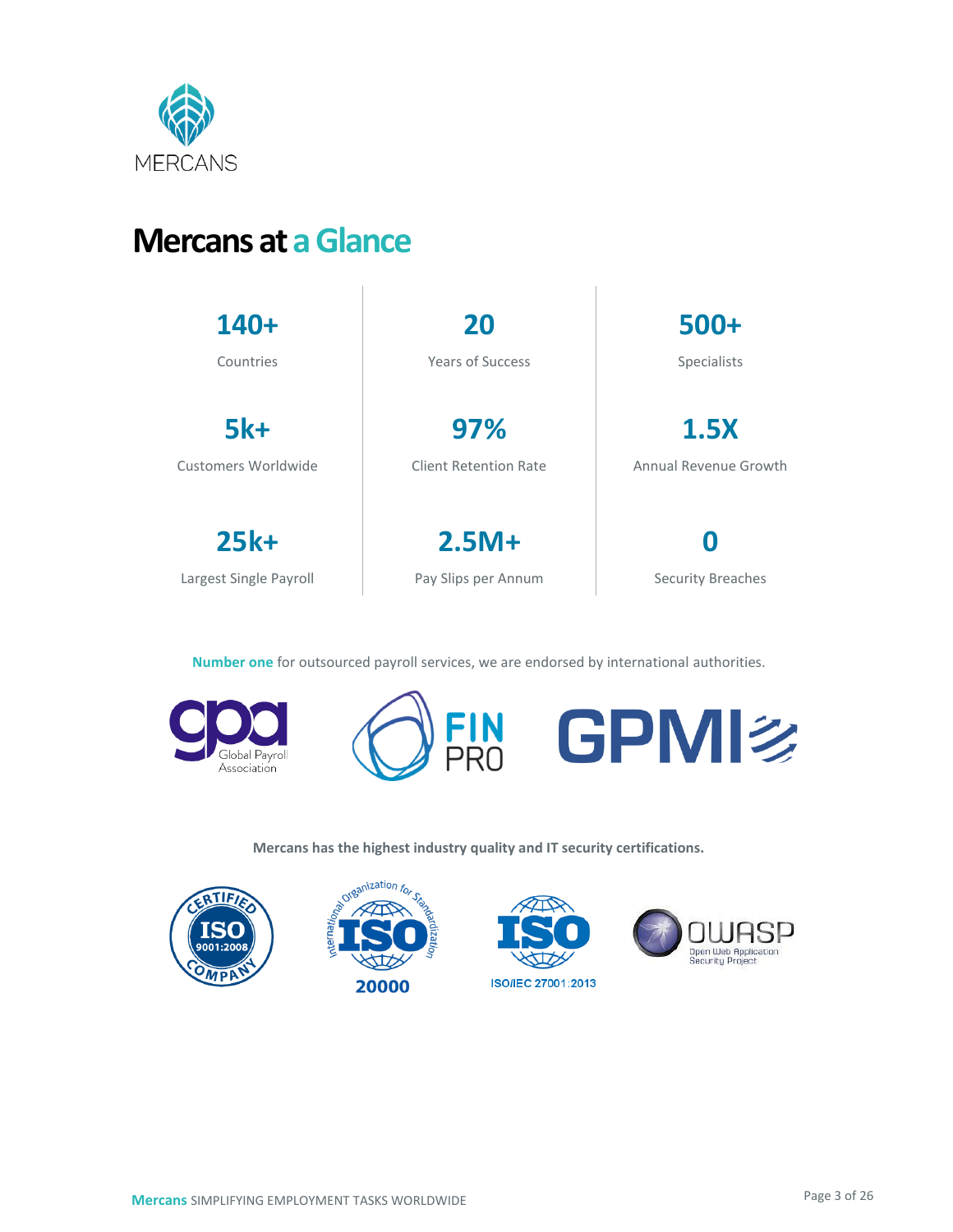MERCANS

# Mercans at a Glance

| | | |
|---|---|---|
| **140+** Countries | **20** Years of Success | **500+** Specialists |
| **5k+** Customers Worldwide | **97%** Client Retention Rate | **1.5X** Annual Revenue Growth |
| **25k+** Largest Single Payroll | **2.5M+** Pay Slips per Annum | **0** Security Breaches |

**Number one** for outsourced payroll services, we are endorsed by international authorities.

gpa Global Payroll Association FIN PRO GPMI

**Mercans has the highest industry quality and IT security certifications.**

CERTIFIED ISO 9001:2008 COMPANY International Organization for Standardization ISO 20000 ISO ISO/IEC 27001:2013 OWASP Open Web Application Security Project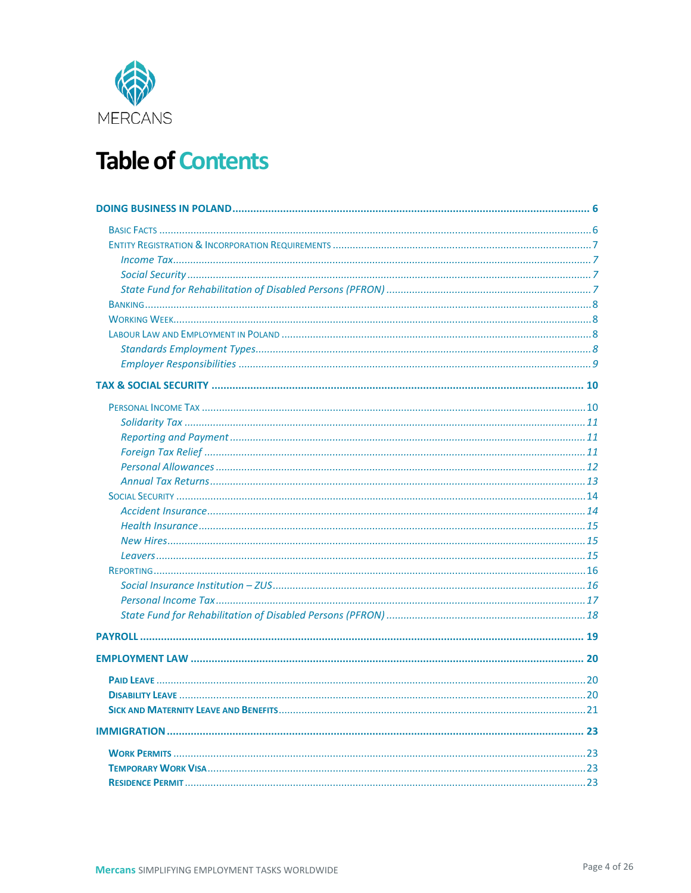# Table of Contents

**DOING BUSINESS IN POLAND** ..... 6

- Basic Facts ..... 6
- Entity Registration & Incorporation Requirements ..... 7
  - *Income Tax* ..... 7
  - *Social Security* ..... 7
  - *State Fund for Rehabilitation of Disabled Persons (PFRON)* ..... 7
- Banking ..... 8
- Working Week ..... 8
- Labour Law and Employment in Poland ..... 8
  - *Standards Employment Types* ..... 8
  - *Employer Responsibilities* ..... 9

**TAX & SOCIAL SECURITY** ..... 10

- Personal Income Tax ..... 10
  - *Solidarity Tax* ..... 11
  - *Reporting and Payment* ..... 11
  - *Foreign Tax Relief* ..... 11
  - *Personal Allowances* ..... 12
  - *Annual Tax Returns* ..... 13
- Social Security ..... 14
  - *Accident Insurance* ..... 14
  - *Health Insurance* ..... 15
  - *New Hires* ..... 15
  - *Leavers* ..... 15
- Reporting ..... 16
  - *Social Insurance Institution – ZUS* ..... 16
  - *Personal Income Tax* ..... 17
  - *State Fund for Rehabilitation of Disabled Persons (PFRON)* ..... 18

**PAYROLL** ..... 19

**EMPLOYMENT LAW** ..... 20

- **Paid Leave** ..... 20
- **Disability Leave** ..... 20
- **Sick and Maternity Leave and Benefits** ..... 21

**IMMIGRATION** ..... 23

- **Work Permits** ..... 23
- **Temporary Work Visa** ..... 23
- **Residence Permit** ..... 23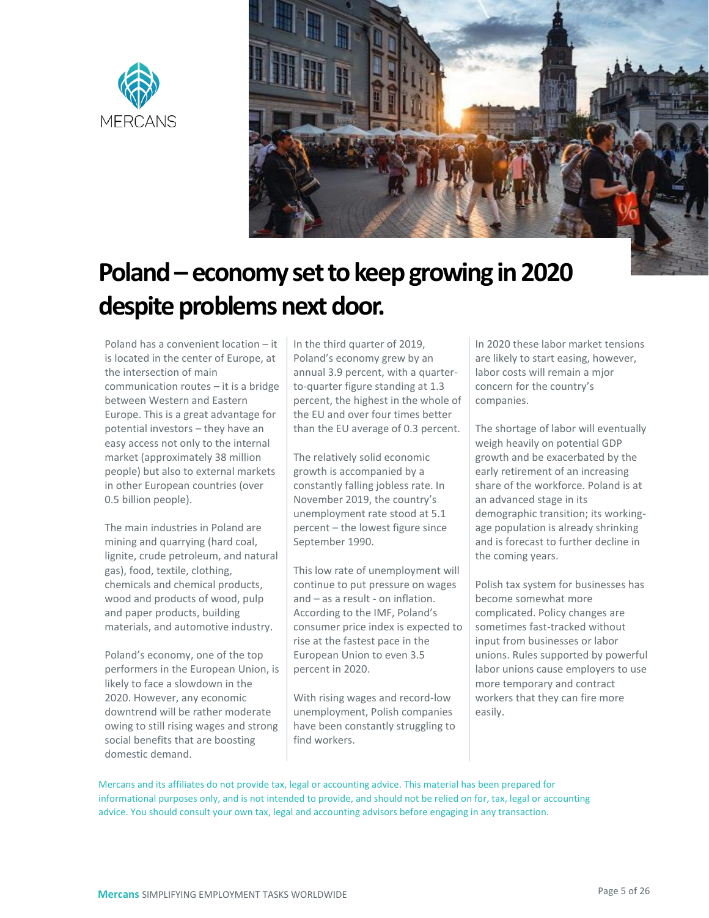# Poland – economy set to keep growing in 2020 despite problems next door.

Poland has a convenient location – it is located in the center of Europe, at the intersection of main communication routes – it is a bridge between Western and Eastern Europe. This is a great advantage for potential investors – they have an easy access not only to the internal market (approximately 38 million people) but also to external markets in other European countries (over 0.5 billion people).

The main industries in Poland are mining and quarrying (hard coal, lignite, crude petroleum, and natural gas), food, textile, clothing, chemicals and chemical products, wood and products of wood, pulp and paper products, building materials, and automotive industry.

Poland's economy, one of the top performers in the European Union, is likely to face a slowdown in the 2020. However, any economic downtrend will be rather moderate owing to still rising wages and strong social benefits that are boosting domestic demand.

In the third quarter of 2019, Poland's economy grew by an annual 3.9 percent, with a quarter-to-quarter figure standing at 1.3 percent, the highest in the whole of the EU and over four times better than the EU average of 0.3 percent.

The relatively solid economic growth is accompanied by a constantly falling jobless rate. In November 2019, the country's unemployment rate stood at 5.1 percent – the lowest figure since September 1990.

This low rate of unemployment will continue to put pressure on wages and – as a result - on inflation. According to the IMF, Poland's consumer price index is expected to rise at the fastest pace in the European Union to even 3.5 percent in 2020.

With rising wages and record-low unemployment, Polish companies have been constantly struggling to find workers.

In 2020 these labor market tensions are likely to start easing, however, labor costs will remain a mjor concern for the country's companies.

The shortage of labor will eventually weigh heavily on potential GDP growth and be exacerbated by the early retirement of an increasing share of the workforce. Poland is at an advanced stage in its demographic transition; its working-age population is already shrinking and is forecast to further decline in the coming years.

Polish tax system for businesses has become somewhat more complicated. Policy changes are sometimes fast-tracked without input from businesses or labor unions. Rules supported by powerful labor unions cause employers to use more temporary and contract workers that they can fire more easily.

Mercans and its affiliates do not provide tax, legal or accounting advice. This material has been prepared for informational purposes only, and is not intended to provide, and should not be relied on for, tax, legal or accounting advice. You should consult your own tax, legal and accounting advisors before engaging in any transaction.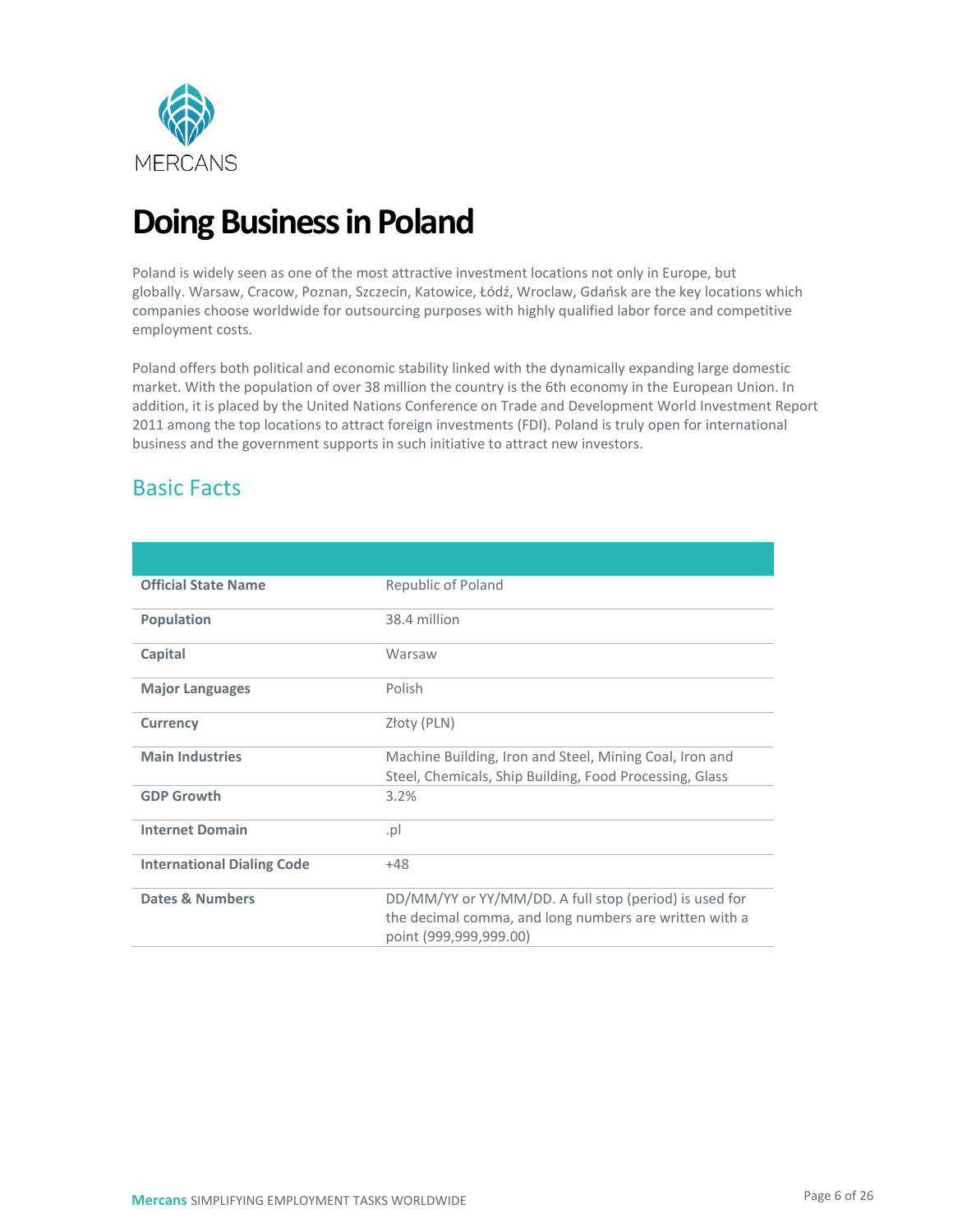# Doing Business in Poland

Poland is widely seen as one of the most attractive investment locations not only in Europe, but globally. Warsaw, Cracow, Poznan, Szczecin, Katowice, Łódź, Wroclaw, Gdańsk are the key locations which companies choose worldwide for outsourcing purposes with highly qualified labor force and competitive employment costs.

Poland offers both political and economic stability linked with the dynamically expanding large domestic market. With the population of over 38 million the country is the 6th economy in the European Union. In addition, it is placed by the United Nations Conference on Trade and Development World Investment Report 2011 among the top locations to attract foreign investments (FDI). Poland is truly open for international business and the government supports in such initiative to attract new investors.

## Basic Facts

| | |
|---|---|
| **Official State Name** | Republic of Poland |
| **Population** | 38.4 million |
| **Capital** | Warsaw |
| **Major Languages** | Polish |
| **Currency** | Złoty (PLN) |
| **Main Industries** | Machine Building, Iron and Steel, Mining Coal, Iron and Steel, Chemicals, Ship Building, Food Processing, Glass |
| **GDP Growth** | 3.2% |
| **Internet Domain** | .pl |
| **International Dialing Code** | +48 |
| **Dates & Numbers** | DD/MM/YY or YY/MM/DD. A full stop (period) is used for the decimal comma, and long numbers are written with a point (999,999,999.00) |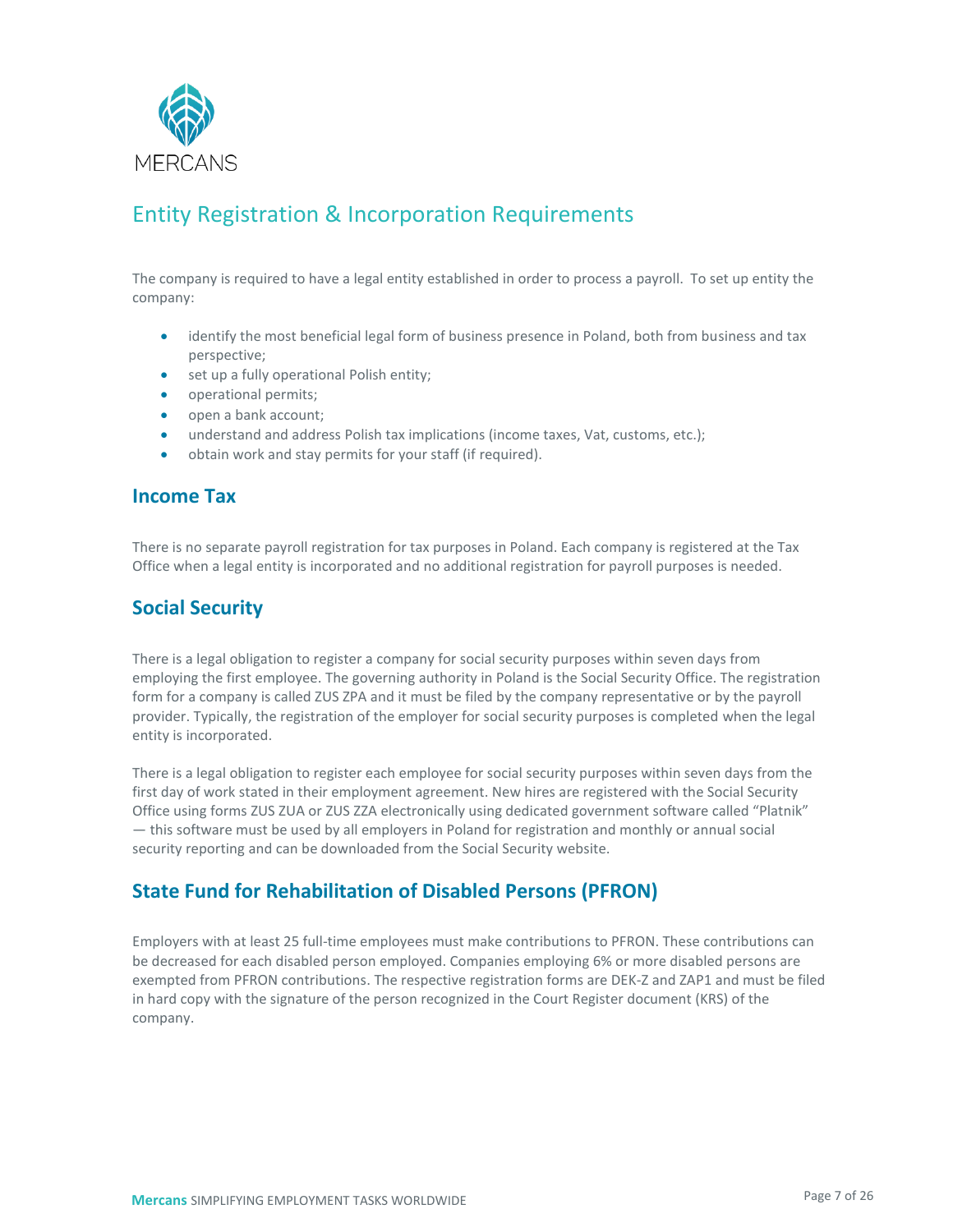## Entity Registration & Incorporation Requirements

The company is required to have a legal entity established in order to process a payroll. To set up entity the company:

- identify the most beneficial legal form of business presence in Poland, both from business and tax perspective;
- set up a fully operational Polish entity;
- operational permits;
- open a bank account;
- understand and address Polish tax implications (income taxes, Vat, customs, etc.);
- obtain work and stay permits for your staff (if required).

### Income Tax

There is no separate payroll registration for tax purposes in Poland. Each company is registered at the Tax Office when a legal entity is incorporated and no additional registration for payroll purposes is needed.

### Social Security

There is a legal obligation to register a company for social security purposes within seven days from employing the first employee. The governing authority in Poland is the Social Security Office. The registration form for a company is called ZUS ZPA and it must be filed by the company representative or by the payroll provider. Typically, the registration of the employer for social security purposes is completed when the legal entity is incorporated.

There is a legal obligation to register each employee for social security purposes within seven days from the first day of work stated in their employment agreement. New hires are registered with the Social Security Office using forms ZUS ZUA or ZUS ZZA electronically using dedicated government software called "Platnik" — this software must be used by all employers in Poland for registration and monthly or annual social security reporting and can be downloaded from the Social Security website.

### State Fund for Rehabilitation of Disabled Persons (PFRON)

Employers with at least 25 full-time employees must make contributions to PFRON. These contributions can be decreased for each disabled person employed. Companies employing 6% or more disabled persons are exempted from PFRON contributions. The respective registration forms are DEK-Z and ZAP1 and must be filed in hard copy with the signature of the person recognized in the Court Register document (KRS) of the company.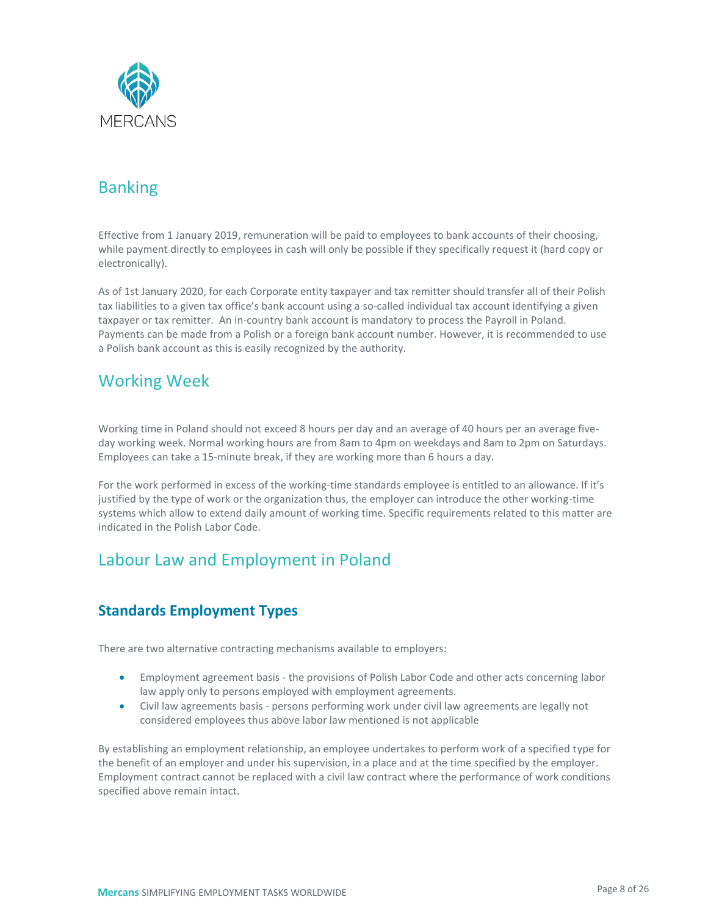## Banking

Effective from 1 January 2019, remuneration will be paid to employees to bank accounts of their choosing, while payment directly to employees in cash will only be possible if they specifically request it (hard copy or electronically).

As of 1st January 2020, for each Corporate entity taxpayer and tax remitter should transfer all of their Polish tax liabilities to a given tax office's bank account using a so-called individual tax account identifying a given taxpayer or tax remitter. An in-country bank account is mandatory to process the Payroll in Poland. Payments can be made from a Polish or a foreign bank account number. However, it is recommended to use a Polish bank account as this is easily recognized by the authority.

## Working Week

Working time in Poland should not exceed 8 hours per day and an average of 40 hours per an average five-day working week. Normal working hours are from 8am to 4pm on weekdays and 8am to 2pm on Saturdays. Employees can take a 15-minute break, if they are working more than 6 hours a day.

For the work performed in excess of the working-time standards employee is entitled to an allowance. If it's justified by the type of work or the organization thus, the employer can introduce the other working-time systems which allow to extend daily amount of working time. Specific requirements related to this matter are indicated in the Polish Labor Code.

## Labour Law and Employment in Poland

### Standards Employment Types

There are two alternative contracting mechanisms available to employers:

- Employment agreement basis - the provisions of Polish Labor Code and other acts concerning labor law apply only to persons employed with employment agreements.
- Civil law agreements basis - persons performing work under civil law agreements are legally not considered employees thus above labor law mentioned is not applicable

By establishing an employment relationship, an employee undertakes to perform work of a specified type for the benefit of an employer and under his supervision, in a place and at the time specified by the employer. Employment contract cannot be replaced with a civil law contract where the performance of work conditions specified above remain intact.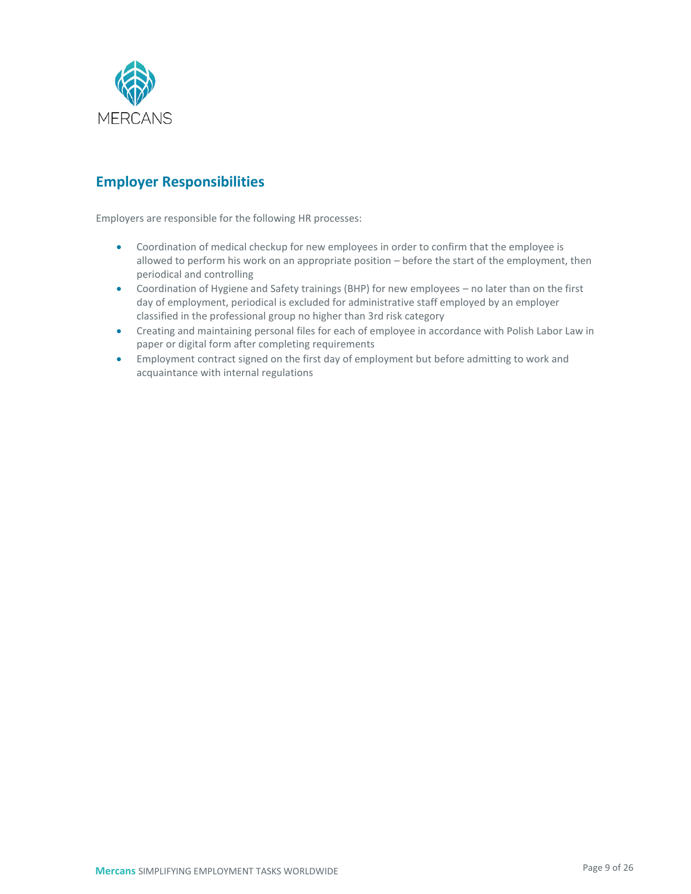## Employer Responsibilities

Employers are responsible for the following HR processes:

- Coordination of medical checkup for new employees in order to confirm that the employee is allowed to perform his work on an appropriate position – before the start of the employment, then periodical and controlling
- Coordination of Hygiene and Safety trainings (BHP) for new employees – no later than on the first day of employment, periodical is excluded for administrative staff employed by an employer classified in the professional group no higher than 3rd risk category
- Creating and maintaining personal files for each of employee in accordance with Polish Labor Law in paper or digital form after completing requirements
- Employment contract signed on the first day of employment but before admitting to work and acquaintance with internal regulations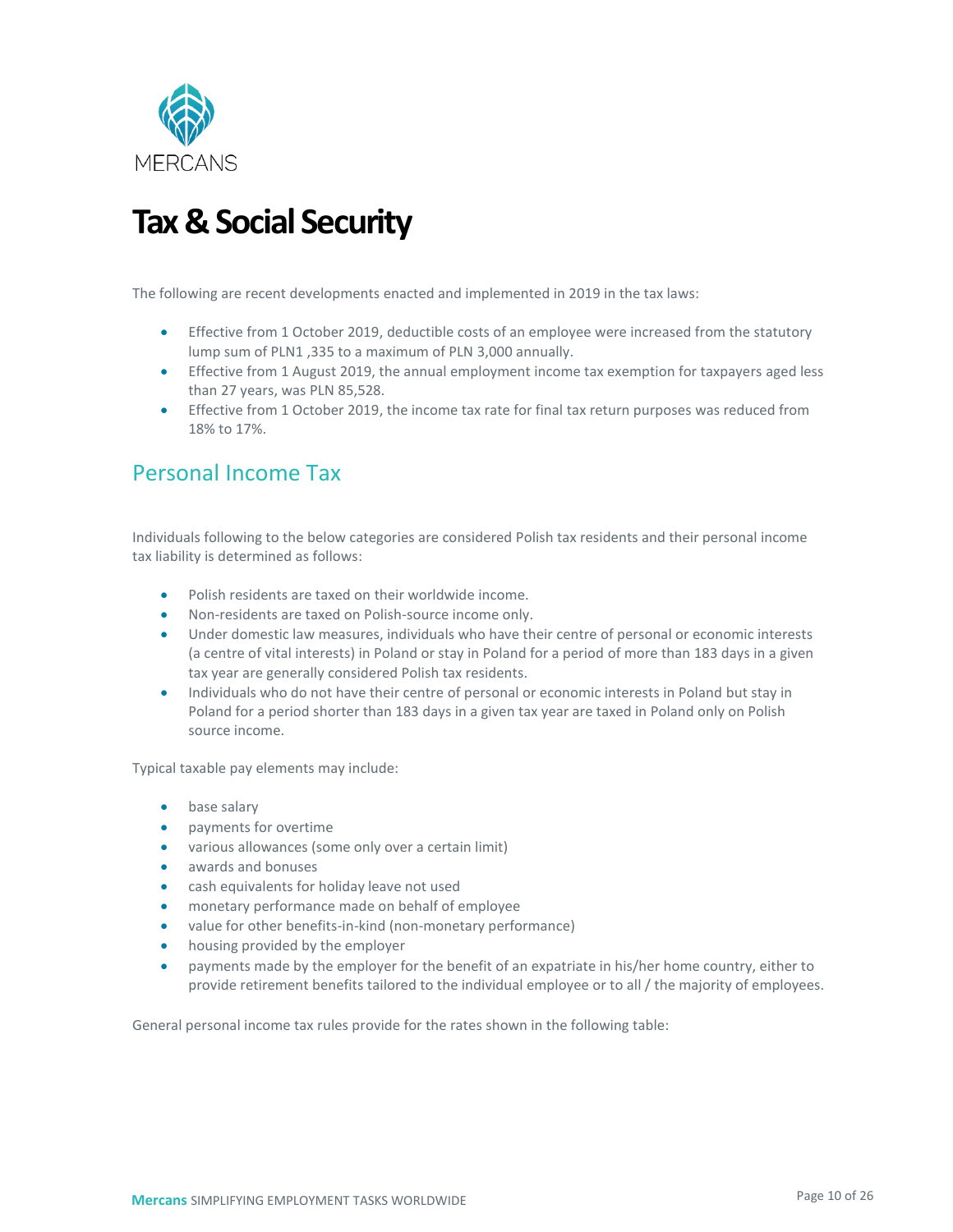# Tax & Social Security

The following are recent developments enacted and implemented in 2019 in the tax laws:

- Effective from 1 October 2019, deductible costs of an employee were increased from the statutory lump sum of PLN1 ,335 to a maximum of PLN 3,000 annually.
- Effective from 1 August 2019, the annual employment income tax exemption for taxpayers aged less than 27 years, was PLN 85,528.
- Effective from 1 October 2019, the income tax rate for final tax return purposes was reduced from 18% to 17%.

## Personal Income Tax

Individuals following to the below categories are considered Polish tax residents and their personal income tax liability is determined as follows:

- Polish residents are taxed on their worldwide income.
- Non-residents are taxed on Polish-source income only.
- Under domestic law measures, individuals who have their centre of personal or economic interests (a centre of vital interests) in Poland or stay in Poland for a period of more than 183 days in a given tax year are generally considered Polish tax residents.
- Individuals who do not have their centre of personal or economic interests in Poland but stay in Poland for a period shorter than 183 days in a given tax year are taxed in Poland only on Polish source income.

Typical taxable pay elements may include:

- base salary
- payments for overtime
- various allowances (some only over a certain limit)
- awards and bonuses
- cash equivalents for holiday leave not used
- monetary performance made on behalf of employee
- value for other benefits-in-kind (non-monetary performance)
- housing provided by the employer
- payments made by the employer for the benefit of an expatriate in his/her home country, either to provide retirement benefits tailored to the individual employee or to all / the majority of employees.

General personal income tax rules provide for the rates shown in the following table: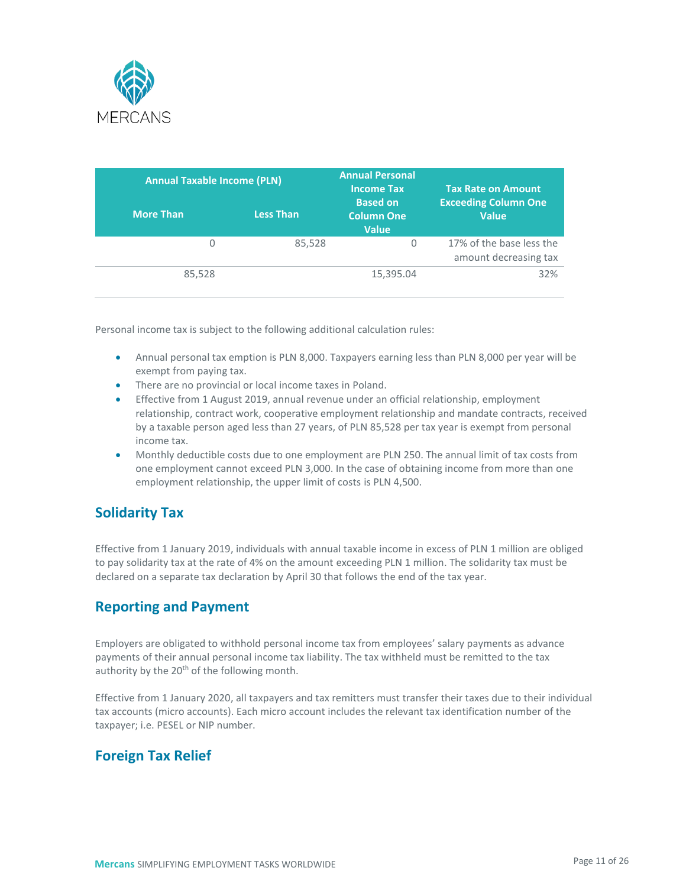| Annual Taxable Income (PLN) | | Annual Personal Income Tax Based on Column One Value | Tax Rate on Amount Exceeding Column One Value |
|---|---|---|---|
| More Than | Less Than | | |
| 0 | 85,528 | 0 | 17% of the base less the amount decreasing tax |
| 85,528 | | 15,395.04 | 32% |

Personal income tax is subject to the following additional calculation rules:

- Annual personal tax emption is PLN 8,000. Taxpayers earning less than PLN 8,000 per year will be exempt from paying tax.
- There are no provincial or local income taxes in Poland.
- Effective from 1 August 2019, annual revenue under an official relationship, employment relationship, contract work, cooperative employment relationship and mandate contracts, received by a taxable person aged less than 27 years, of PLN 85,528 per tax year is exempt from personal income tax.
- Monthly deductible costs due to one employment are PLN 250. The annual limit of tax costs from one employment cannot exceed PLN 3,000. In the case of obtaining income from more than one employment relationship, the upper limit of costs is PLN 4,500.

## Solidarity Tax

Effective from 1 January 2019, individuals with annual taxable income in excess of PLN 1 million are obliged to pay solidarity tax at the rate of 4% on the amount exceeding PLN 1 million. The solidarity tax must be declared on a separate tax declaration by April 30 that follows the end of the tax year.

## Reporting and Payment

Employers are obligated to withhold personal income tax from employees' salary payments as advance payments of their annual personal income tax liability. The tax withheld must be remitted to the tax authority by the 20th of the following month.

Effective from 1 January 2020, all taxpayers and tax remitters must transfer their taxes due to their individual tax accounts (micro accounts). Each micro account includes the relevant tax identification number of the taxpayer; i.e. PESEL or NIP number.

## Foreign Tax Relief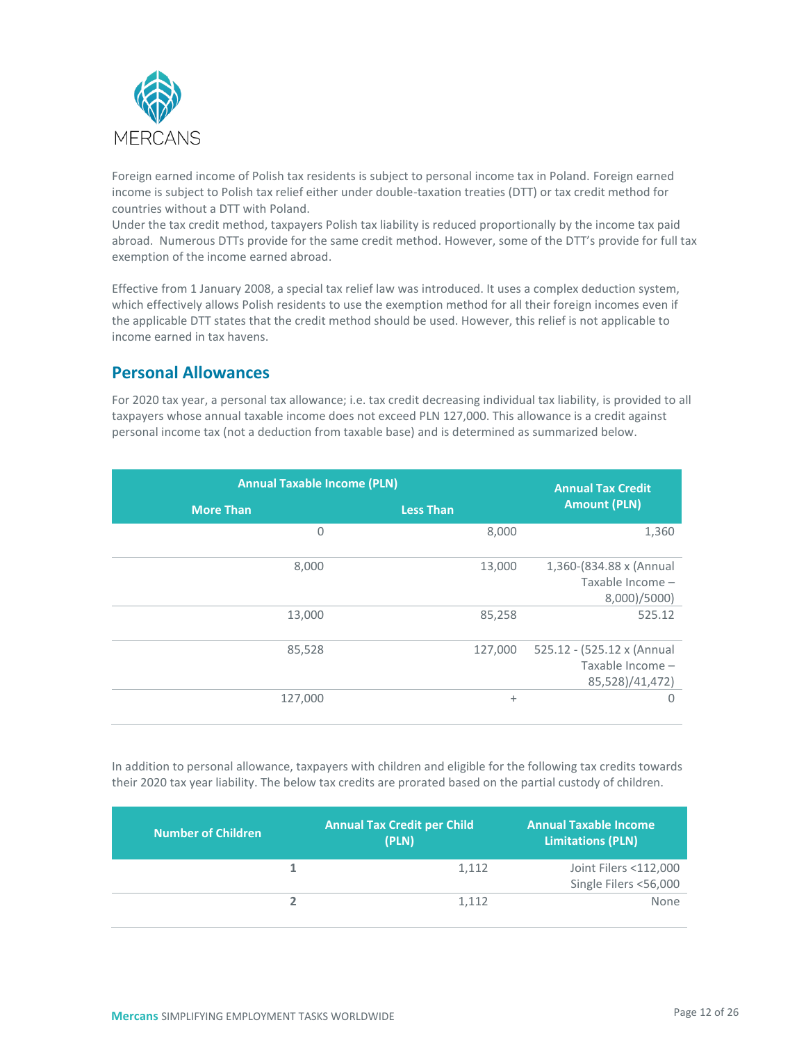Foreign earned income of Polish tax residents is subject to personal income tax in Poland. Foreign earned income is subject to Polish tax relief either under double-taxation treaties (DTT) or tax credit method for countries without a DTT with Poland.
Under the tax credit method, taxpayers Polish tax liability is reduced proportionally by the income tax paid abroad. Numerous DTTs provide for the same credit method. However, some of the DTT's provide for full tax exemption of the income earned abroad.

Effective from 1 January 2008, a special tax relief law was introduced. It uses a complex deduction system, which effectively allows Polish residents to use the exemption method for all their foreign incomes even if the applicable DTT states that the credit method should be used. However, this relief is not applicable to income earned in tax havens.

## Personal Allowances

For 2020 tax year, a personal tax allowance; i.e. tax credit decreasing individual tax liability, is provided to all taxpayers whose annual taxable income does not exceed PLN 127,000. This allowance is a credit against personal income tax (not a deduction from taxable base) and is determined as summarized below.

| Annual Taxable Income (PLN) | | Annual Tax Credit Amount (PLN) |
|---|---|---|
| More Than | Less Than | |
| 0 | 8,000 | 1,360 |
| 8,000 | 13,000 | 1,360-(834.88 x (Annual Taxable Income – 8,000)/5000) |
| 13,000 | 85,258 | 525.12 |
| 85,528 | 127,000 | 525.12 - (525.12 x (Annual Taxable Income – 85,528)/41,472) |
| 127,000 | + | 0 |

In addition to personal allowance, taxpayers with children and eligible for the following tax credits towards their 2020 tax year liability. The below tax credits are prorated based on the partial custody of children.

| Number of Children | Annual Tax Credit per Child (PLN) | Annual Taxable Income Limitations (PLN) |
|---|---|---|
| **1** | 1,112 | Joint Filers <112,000<br>Single Filers <56,000 |
| **2** | 1,112 | None |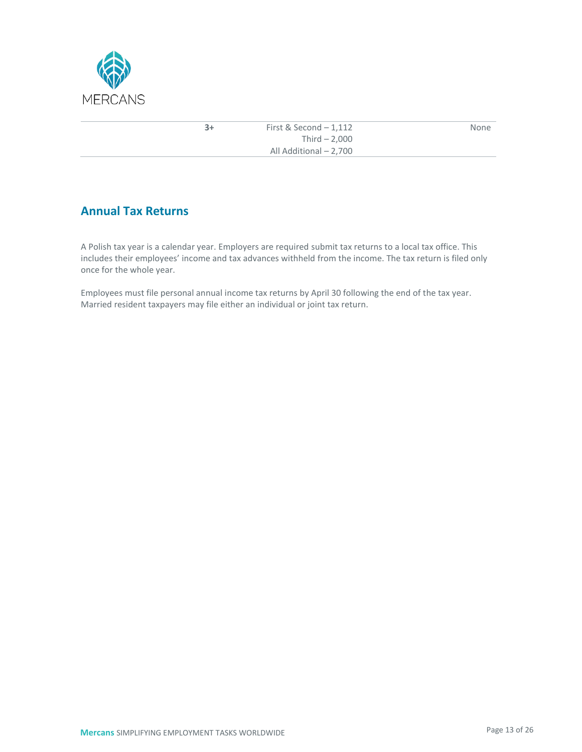| | 3+ | First & Second – 1,112<br>Third – 2,000<br>All Additional – 2,700 | None |
|---|---|---|---|

## Annual Tax Returns

A Polish tax year is a calendar year. Employers are required submit tax returns to a local tax office. This includes their employees' income and tax advances withheld from the income. The tax return is filed only once for the whole year.

Employees must file personal annual income tax returns by April 30 following the end of the tax year. Married resident taxpayers may file either an individual or joint tax return.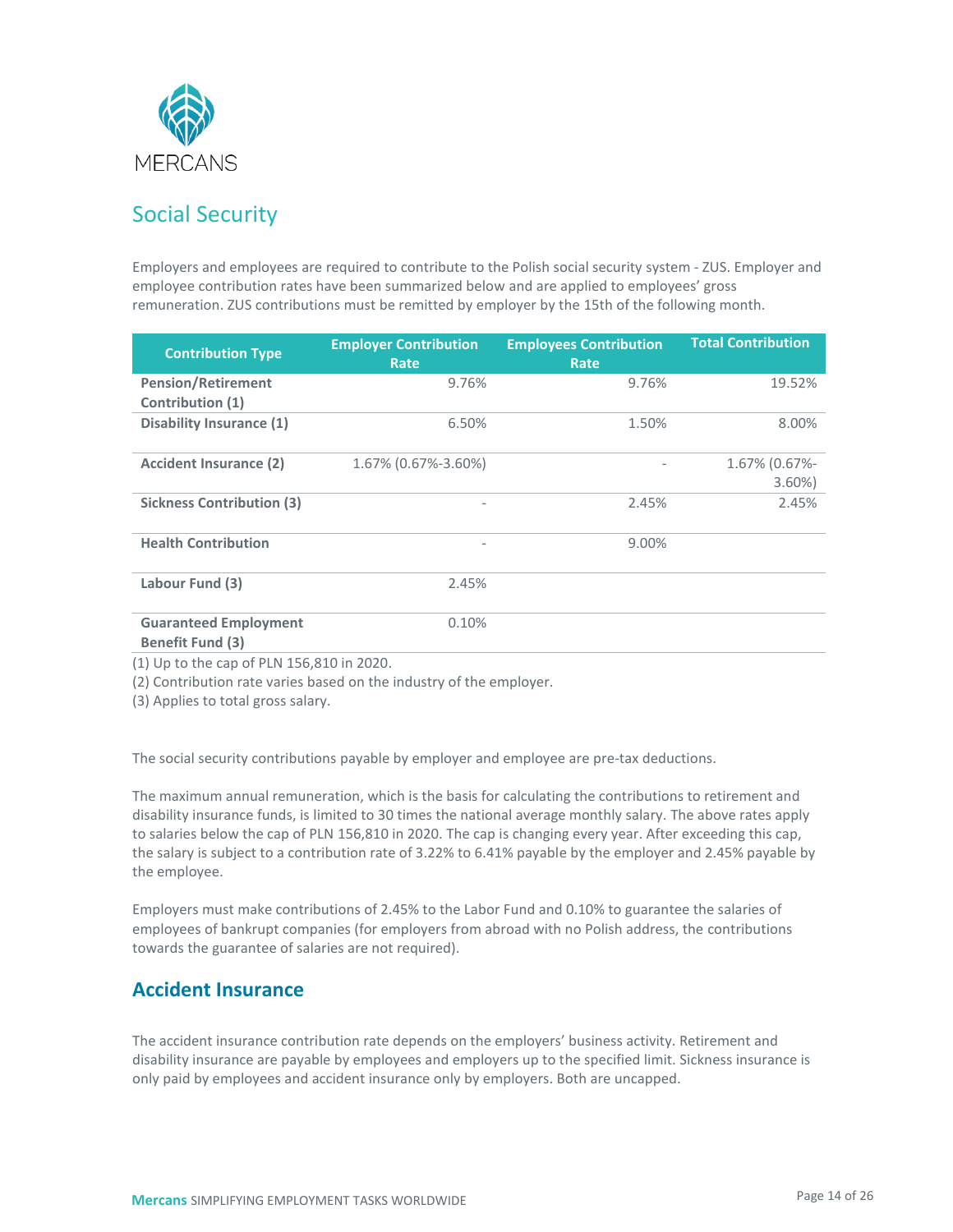## Social Security

Employers and employees are required to contribute to the Polish social security system - ZUS. Employer and employee contribution rates have been summarized below and are applied to employees' gross remuneration. ZUS contributions must be remitted by employer by the 15th of the following month.

| Contribution Type | Employer Contribution Rate | Employees Contribution Rate | Total Contribution |
|---|---|---|---|
| **Pension/Retirement Contribution (1)** | 9.76% | 9.76% | 19.52% |
| **Disability Insurance (1)** | 6.50% | 1.50% | 8.00% |
| **Accident Insurance (2)** | 1.67% (0.67%-3.60%) | - | 1.67% (0.67%-3.60%) |
| **Sickness Contribution (3)** | - | 2.45% | 2.45% |
| **Health Contribution** | - | 9.00% | |
| **Labour Fund (3)** | 2.45% | | |
| **Guaranteed Employment Benefit Fund (3)** | 0.10% | | |

(1) Up to the cap of PLN 156,810 in 2020.
(2) Contribution rate varies based on the industry of the employer.
(3) Applies to total gross salary.

The social security contributions payable by employer and employee are pre-tax deductions.

The maximum annual remuneration, which is the basis for calculating the contributions to retirement and disability insurance funds, is limited to 30 times the national average monthly salary. The above rates apply to salaries below the cap of PLN 156,810 in 2020. The cap is changing every year. After exceeding this cap, the salary is subject to a contribution rate of 3.22% to 6.41% payable by the employer and 2.45% payable by the employee.

Employers must make contributions of 2.45% to the Labor Fund and 0.10% to guarantee the salaries of employees of bankrupt companies (for employers from abroad with no Polish address, the contributions towards the guarantee of salaries are not required).

## Accident Insurance

The accident insurance contribution rate depends on the employers' business activity. Retirement and disability insurance are payable by employees and employers up to the specified limit. Sickness insurance is only paid by employees and accident insurance only by employers. Both are uncapped.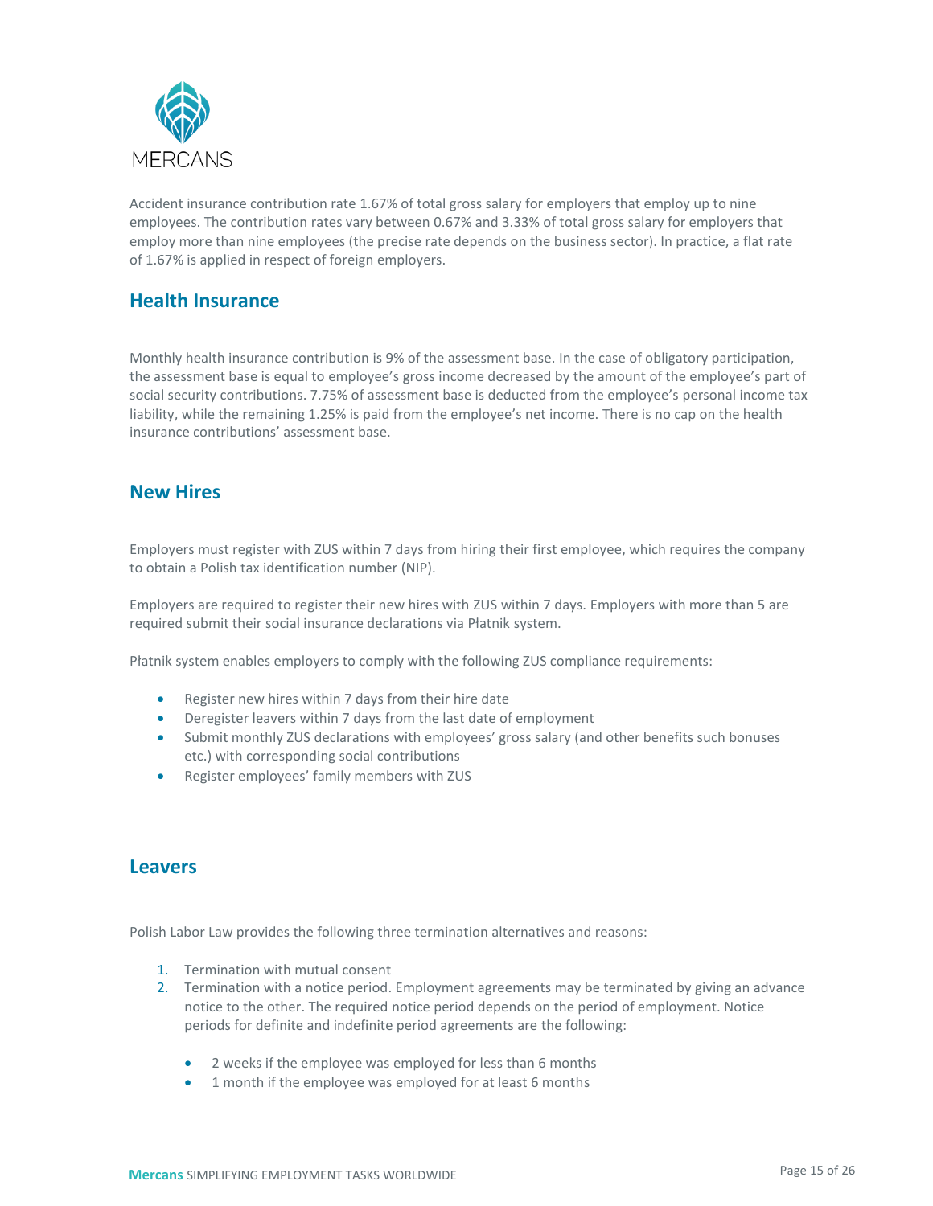Accident insurance contribution rate 1.67% of total gross salary for employers that employ up to nine employees. The contribution rates vary between 0.67% and 3.33% of total gross salary for employers that employ more than nine employees (the precise rate depends on the business sector). In practice, a flat rate of 1.67% is applied in respect of foreign employers.

## Health Insurance

Monthly health insurance contribution is 9% of the assessment base. In the case of obligatory participation, the assessment base is equal to employee's gross income decreased by the amount of the employee's part of social security contributions. 7.75% of assessment base is deducted from the employee's personal income tax liability, while the remaining 1.25% is paid from the employee's net income. There is no cap on the health insurance contributions' assessment base.

## New Hires

Employers must register with ZUS within 7 days from hiring their first employee, which requires the company to obtain a Polish tax identification number (NIP).

Employers are required to register their new hires with ZUS within 7 days. Employers with more than 5 are required submit their social insurance declarations via Płatnik system.

Płatnik system enables employers to comply with the following ZUS compliance requirements:

- Register new hires within 7 days from their hire date
- Deregister leavers within 7 days from the last date of employment
- Submit monthly ZUS declarations with employees' gross salary (and other benefits such bonuses etc.) with corresponding social contributions
- Register employees' family members with ZUS

## Leavers

Polish Labor Law provides the following three termination alternatives and reasons:

1. Termination with mutual consent
2. Termination with a notice period. Employment agreements may be terminated by giving an advance notice to the other. The required notice period depends on the period of employment. Notice periods for definite and indefinite period agreements are the following:
   - 2 weeks if the employee was employed for less than 6 months
   - 1 month if the employee was employed for at least 6 months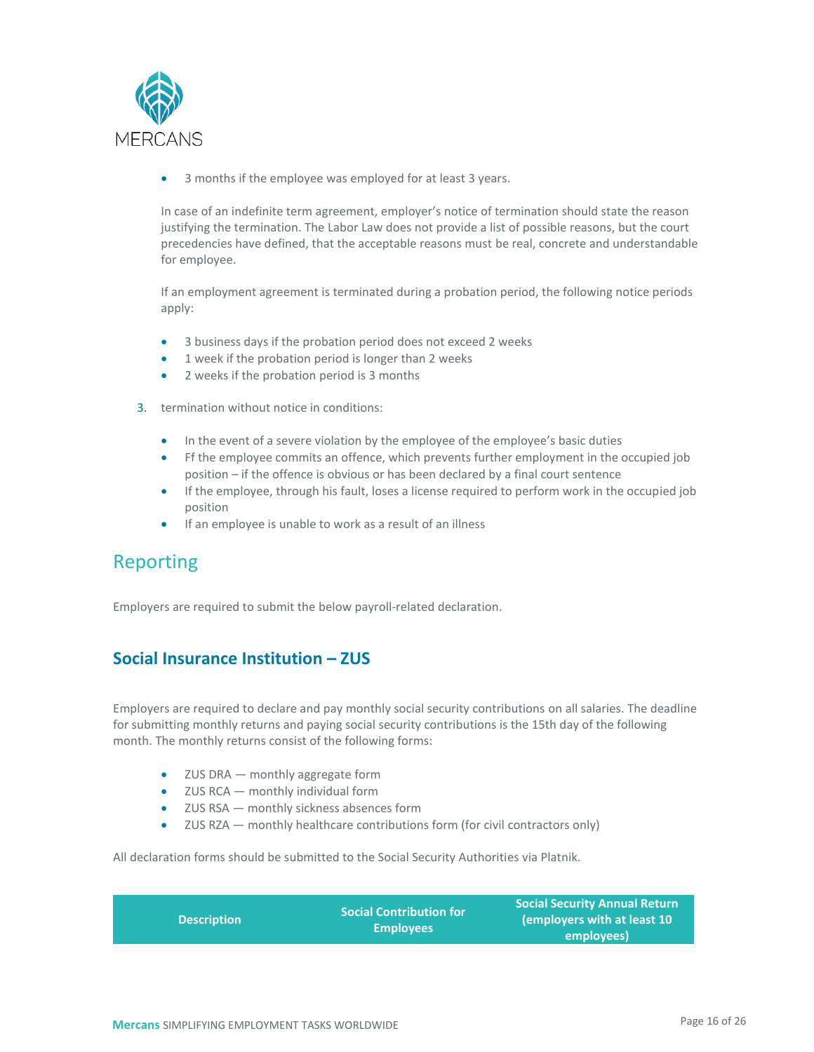- 3 months if the employee was employed for at least 3 years.

In case of an indefinite term agreement, employer's notice of termination should state the reason justifying the termination. The Labor Law does not provide a list of possible reasons, but the court precedencies have defined, that the acceptable reasons must be real, concrete and understandable for employee.

If an employment agreement is terminated during a probation period, the following notice periods apply:

- 3 business days if the probation period does not exceed 2 weeks
- 1 week if the probation period is longer than 2 weeks
- 2 weeks if the probation period is 3 months

3. termination without notice in conditions:

- In the event of a severe violation by the employee of the employee's basic duties
- Ff the employee commits an offence, which prevents further employment in the occupied job position – if the offence is obvious or has been declared by a final court sentence
- If the employee, through his fault, loses a license required to perform work in the occupied job position
- If an employee is unable to work as a result of an illness

## Reporting

Employers are required to submit the below payroll-related declaration.

### Social Insurance Institution – ZUS

Employers are required to declare and pay monthly social security contributions on all salaries. The deadline for submitting monthly returns and paying social security contributions is the 15th day of the following month. The monthly returns consist of the following forms:

- ZUS DRA — monthly aggregate form
- ZUS RCA — monthly individual form
- ZUS RSA — monthly sickness absences form
- ZUS RZA — monthly healthcare contributions form (for civil contractors only)

All declaration forms should be submitted to the Social Security Authorities via Platnik.

| Description | Social Contribution for Employees | Social Security Annual Return (employers with at least 10 employees) |
|---|---|---|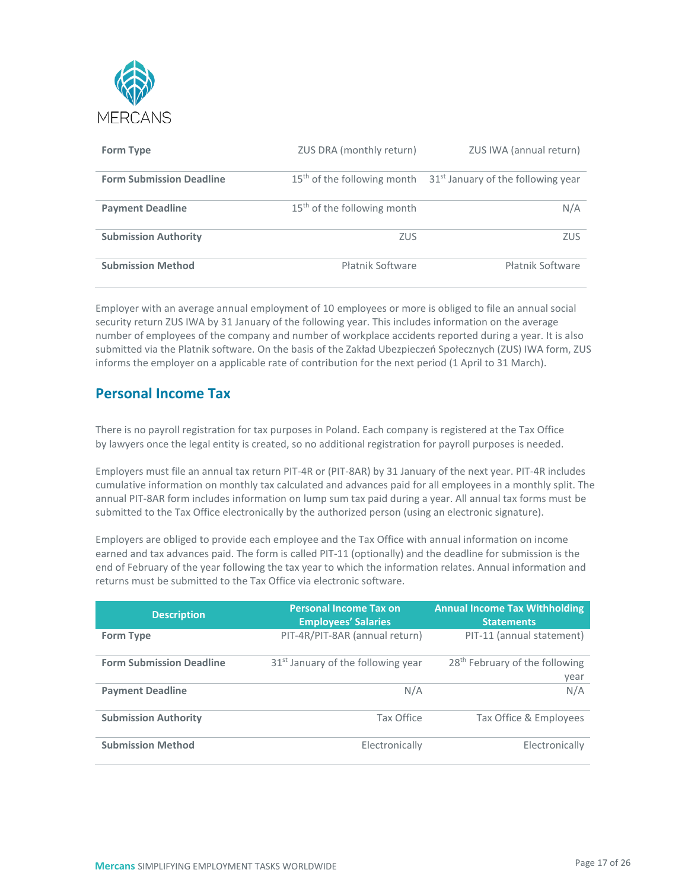| Form Type | ZUS DRA (monthly return) | ZUS IWA (annual return) |
|---|---|---|
| Form Submission Deadline | 15th of the following month | 31st January of the following year |
| Payment Deadline | 15th of the following month | N/A |
| Submission Authority | ZUS | ZUS |
| Submission Method | Płatnik Software | Płatnik Software |

Employer with an average annual employment of 10 employees or more is obliged to file an annual social security return ZUS IWA by 31 January of the following year. This includes information on the average number of employees of the company and number of workplace accidents reported during a year. It is also submitted via the Platnik software. On the basis of the Zakład Ubezpieczeń Społecznych (ZUS) IWA form, ZUS informs the employer on a applicable rate of contribution for the next period (1 April to 31 March).

## Personal Income Tax

There is no payroll registration for tax purposes in Poland. Each company is registered at the Tax Office by lawyers once the legal entity is created, so no additional registration for payroll purposes is needed.

Employers must file an annual tax return PIT-4R or (PIT-8AR) by 31 January of the next year. PIT-4R includes cumulative information on monthly tax calculated and advances paid for all employees in a monthly split. The annual PIT-8AR form includes information on lump sum tax paid during a year. All annual tax forms must be submitted to the Tax Office electronically by the authorized person (using an electronic signature).

Employers are obliged to provide each employee and the Tax Office with annual information on income earned and tax advances paid. The form is called PIT-11 (optionally) and the deadline for submission is the end of February of the year following the tax year to which the information relates. Annual information and returns must be submitted to the Tax Office via electronic software.

| Description | Personal Income Tax on Employees' Salaries | Annual Income Tax Withholding Statements |
|---|---|---|
| Form Type | PIT-4R/PIT-8AR (annual return) | PIT-11 (annual statement) |
| Form Submission Deadline | 31st January of the following year | 28th February of the following year |
| Payment Deadline | N/A | N/A |
| Submission Authority | Tax Office | Tax Office & Employees |
| Submission Method | Electronically | Electronically |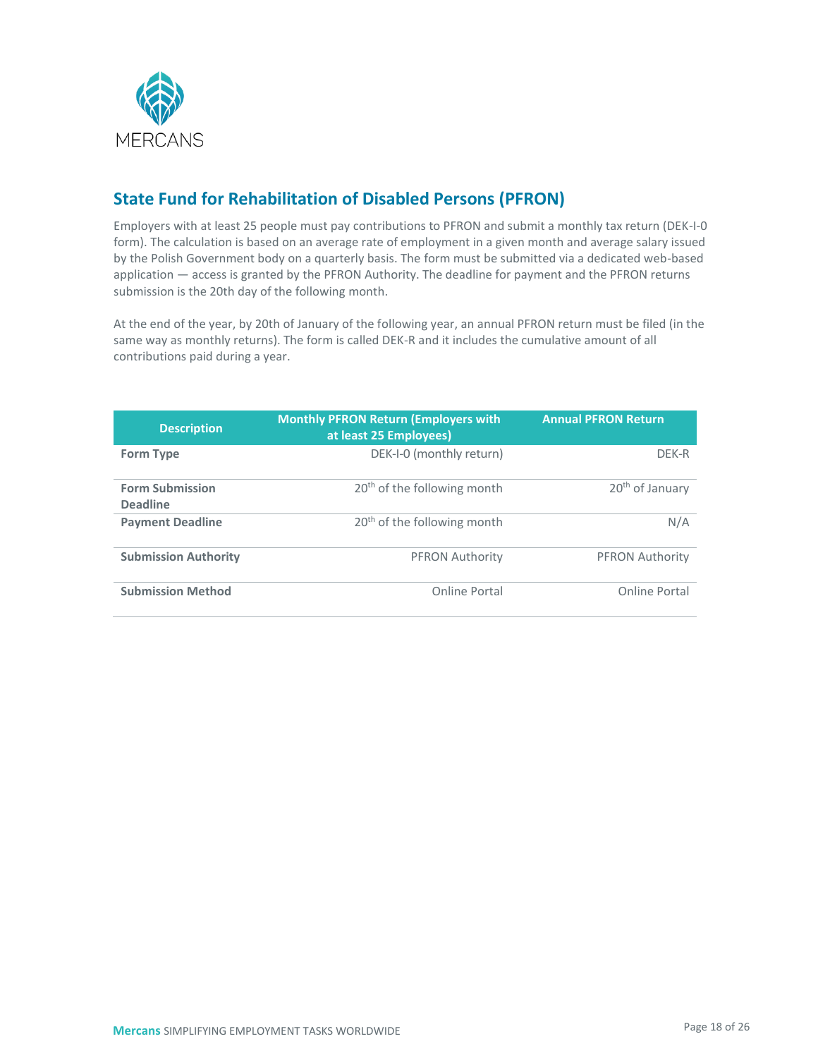## State Fund for Rehabilitation of Disabled Persons (PFRON)

Employers with at least 25 people must pay contributions to PFRON and submit a monthly tax return (DEK-I-0 form). The calculation is based on an average rate of employment in a given month and average salary issued by the Polish Government body on a quarterly basis. The form must be submitted via a dedicated web-based application — access is granted by the PFRON Authority. The deadline for payment and the PFRON returns submission is the 20th day of the following month.

At the end of the year, by 20th of January of the following year, an annual PFRON return must be filed (in the same way as monthly returns). The form is called DEK-R and it includes the cumulative amount of all contributions paid during a year.

| Description | Monthly PFRON Return (Employers with at least 25 Employees) | Annual PFRON Return |
|---|---|---|
| **Form Type** | DEK-I-0 (monthly return) | DEK-R |
| **Form Submission Deadline** | 20th of the following month | 20th of January |
| **Payment Deadline** | 20th of the following month | N/A |
| **Submission Authority** | PFRON Authority | PFRON Authority |
| **Submission Method** | Online Portal | Online Portal |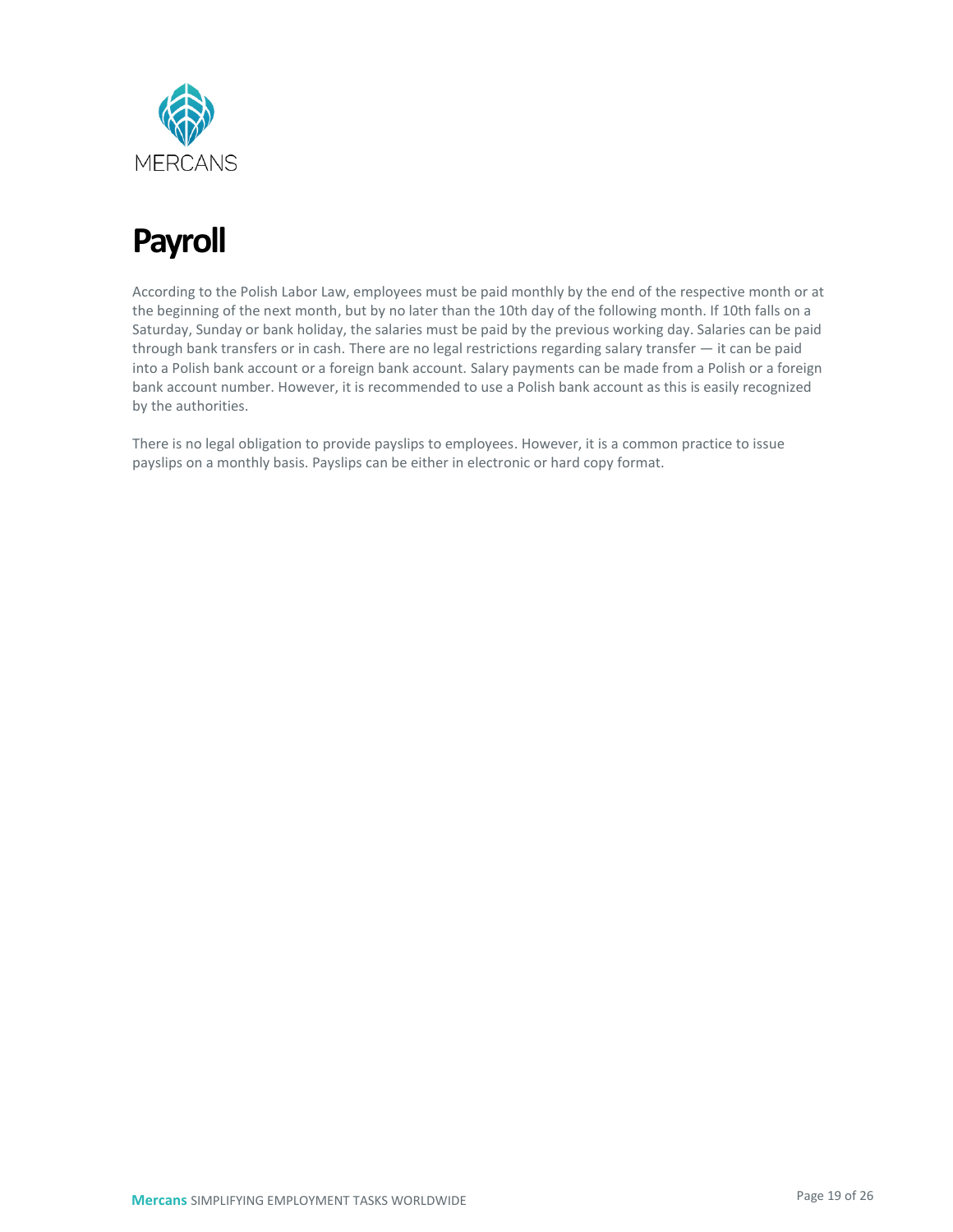# Payroll

According to the Polish Labor Law, employees must be paid monthly by the end of the respective month or at the beginning of the next month, but by no later than the 10th day of the following month. If 10th falls on a Saturday, Sunday or bank holiday, the salaries must be paid by the previous working day. Salaries can be paid through bank transfers or in cash. There are no legal restrictions regarding salary transfer — it can be paid into a Polish bank account or a foreign bank account. Salary payments can be made from a Polish or a foreign bank account number. However, it is recommended to use a Polish bank account as this is easily recognized by the authorities.

There is no legal obligation to provide payslips to employees. However, it is a common practice to issue payslips on a monthly basis. Payslips can be either in electronic or hard copy format.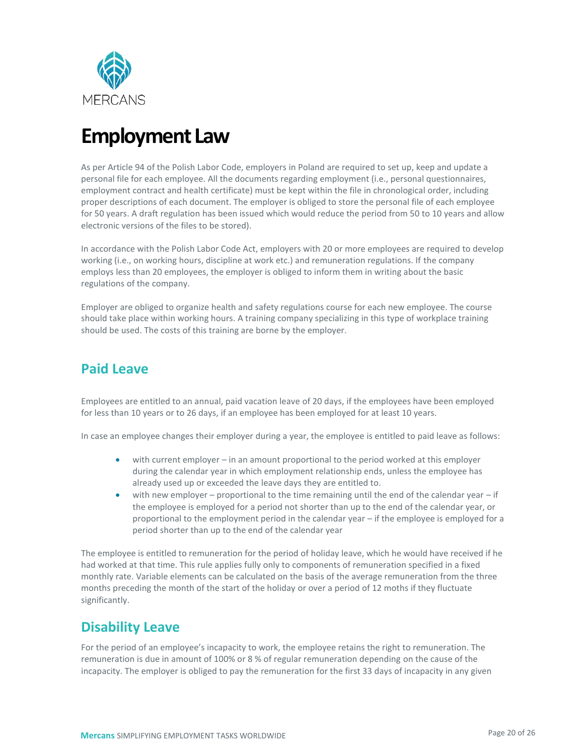# Employment Law

As per Article 94 of the Polish Labor Code, employers in Poland are required to set up, keep and update a personal file for each employee. All the documents regarding employment (i.e., personal questionnaires, employment contract and health certificate) must be kept within the file in chronological order, including proper descriptions of each document. The employer is obliged to store the personal file of each employee for 50 years. A draft regulation has been issued which would reduce the period from 50 to 10 years and allow electronic versions of the files to be stored).

In accordance with the Polish Labor Code Act, employers with 20 or more employees are required to develop working (i.e., on working hours, discipline at work etc.) and remuneration regulations. If the company employs less than 20 employees, the employer is obliged to inform them in writing about the basic regulations of the company.

Employer are obliged to organize health and safety regulations course for each new employee. The course should take place within working hours. A training company specializing in this type of workplace training should be used. The costs of this training are borne by the employer.

## Paid Leave

Employees are entitled to an annual, paid vacation leave of 20 days, if the employees have been employed for less than 10 years or to 26 days, if an employee has been employed for at least 10 years.

In case an employee changes their employer during a year, the employee is entitled to paid leave as follows:

- with current employer – in an amount proportional to the period worked at this employer during the calendar year in which employment relationship ends, unless the employee has already used up or exceeded the leave days they are entitled to.
- with new employer – proportional to the time remaining until the end of the calendar year – if the employee is employed for a period not shorter than up to the end of the calendar year, or proportional to the employment period in the calendar year – if the employee is employed for a period shorter than up to the end of the calendar year

The employee is entitled to remuneration for the period of holiday leave, which he would have received if he had worked at that time. This rule applies fully only to components of remuneration specified in a fixed monthly rate. Variable elements can be calculated on the basis of the average remuneration from the three months preceding the month of the start of the holiday or over a period of 12 moths if they fluctuate significantly.

## Disability Leave

For the period of an employee's incapacity to work, the employee retains the right to remuneration. The remuneration is due in amount of 100% or 8 % of regular remuneration depending on the cause of the incapacity. The employer is obliged to pay the remuneration for the first 33 days of incapacity in any given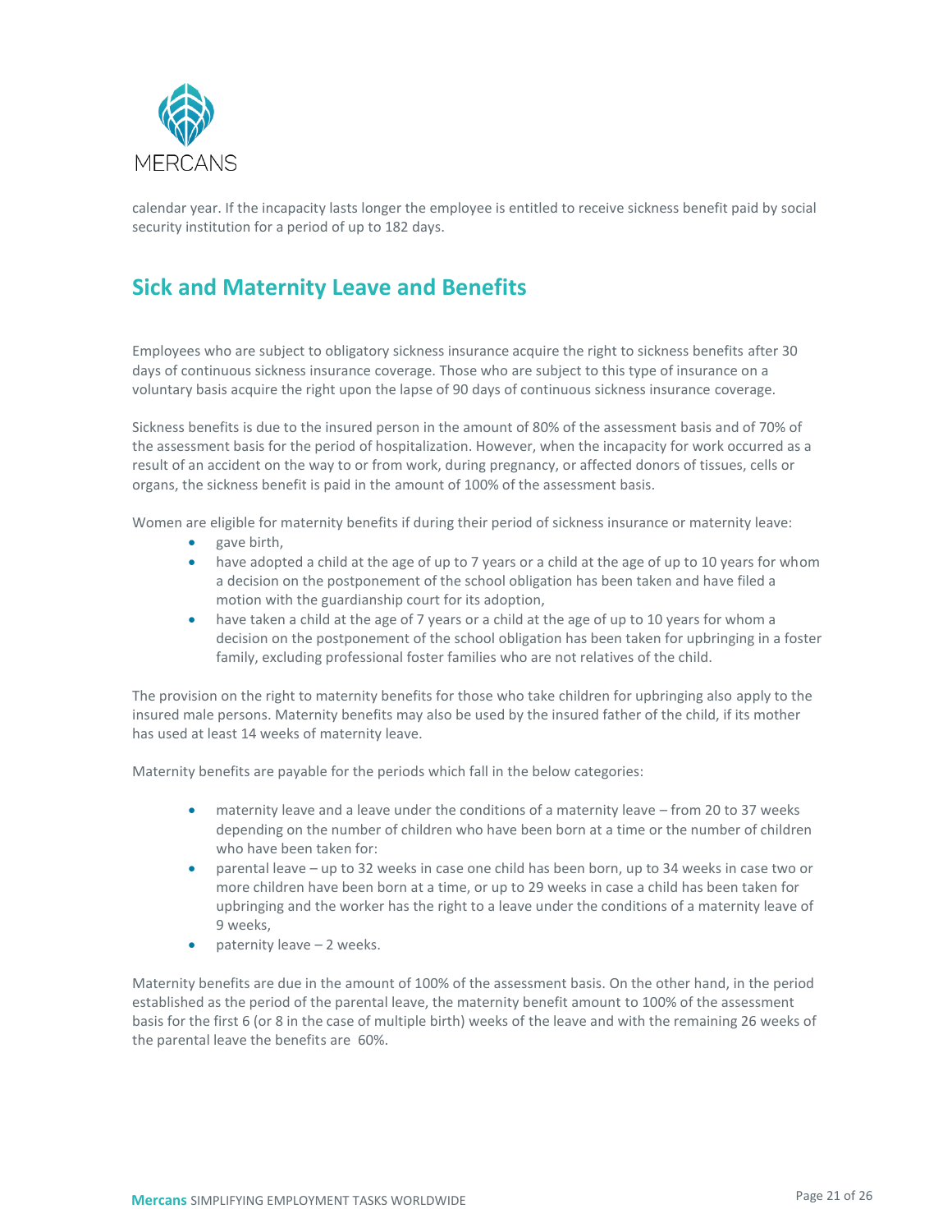calendar year. If the incapacity lasts longer the employee is entitled to receive sickness benefit paid by social security institution for a period of up to 182 days.

## Sick and Maternity Leave and Benefits

Employees who are subject to obligatory sickness insurance acquire the right to sickness benefits after 30 days of continuous sickness insurance coverage. Those who are subject to this type of insurance on a voluntary basis acquire the right upon the lapse of 90 days of continuous sickness insurance coverage.

Sickness benefits is due to the insured person in the amount of 80% of the assessment basis and of 70% of the assessment basis for the period of hospitalization. However, when the incapacity for work occurred as a result of an accident on the way to or from work, during pregnancy, or affected donors of tissues, cells or organs, the sickness benefit is paid in the amount of 100% of the assessment basis.

Women are eligible for maternity benefits if during their period of sickness insurance or maternity leave:

- gave birth,
- have adopted a child at the age of up to 7 years or a child at the age of up to 10 years for whom a decision on the postponement of the school obligation has been taken and have filed a motion with the guardianship court for its adoption,
- have taken a child at the age of 7 years or a child at the age of up to 10 years for whom a decision on the postponement of the school obligation has been taken for upbringing in a foster family, excluding professional foster families who are not relatives of the child.

The provision on the right to maternity benefits for those who take children for upbringing also apply to the insured male persons. Maternity benefits may also be used by the insured father of the child, if its mother has used at least 14 weeks of maternity leave.

Maternity benefits are payable for the periods which fall in the below categories:

- maternity leave and a leave under the conditions of a maternity leave – from 20 to 37 weeks depending on the number of children who have been born at a time or the number of children who have been taken for:
- parental leave – up to 32 weeks in case one child has been born, up to 34 weeks in case two or more children have been born at a time, or up to 29 weeks in case a child has been taken for upbringing and the worker has the right to a leave under the conditions of a maternity leave of 9 weeks,
- paternity leave – 2 weeks.

Maternity benefits are due in the amount of 100% of the assessment basis. On the other hand, in the period established as the period of the parental leave, the maternity benefit amount to 100% of the assessment basis for the first 6 (or 8 in the case of multiple birth) weeks of the leave and with the remaining 26 weeks of the parental leave the benefits are 60%.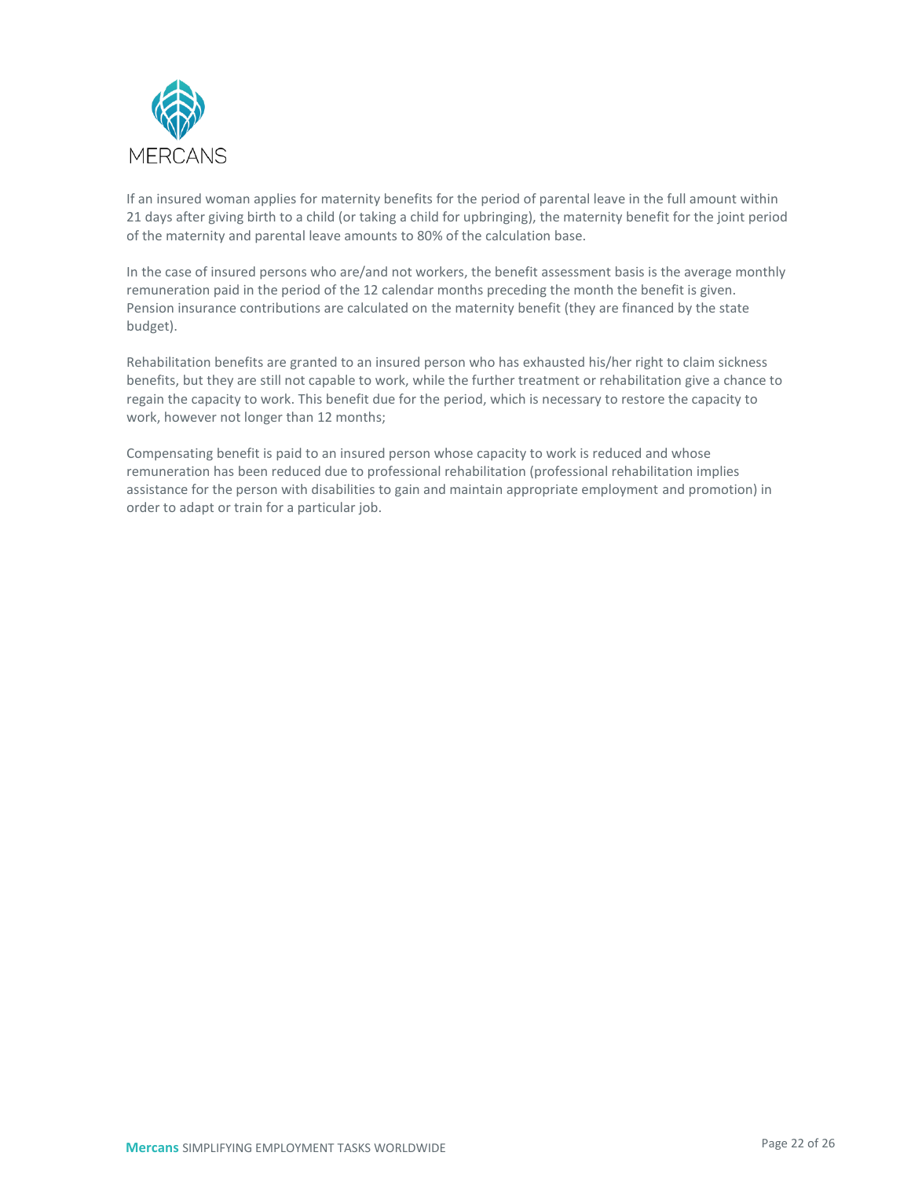If an insured woman applies for maternity benefits for the period of parental leave in the full amount within 21 days after giving birth to a child (or taking a child for upbringing), the maternity benefit for the joint period of the maternity and parental leave amounts to 80% of the calculation base.

In the case of insured persons who are/and not workers, the benefit assessment basis is the average monthly remuneration paid in the period of the 12 calendar months preceding the month the benefit is given. Pension insurance contributions are calculated on the maternity benefit (they are financed by the state budget).

Rehabilitation benefits are granted to an insured person who has exhausted his/her right to claim sickness benefits, but they are still not capable to work, while the further treatment or rehabilitation give a chance to regain the capacity to work. This benefit due for the period, which is necessary to restore the capacity to work, however not longer than 12 months;

Compensating benefit is paid to an insured person whose capacity to work is reduced and whose remuneration has been reduced due to professional rehabilitation (professional rehabilitation implies assistance for the person with disabilities to gain and maintain appropriate employment and promotion) in order to adapt or train for a particular job.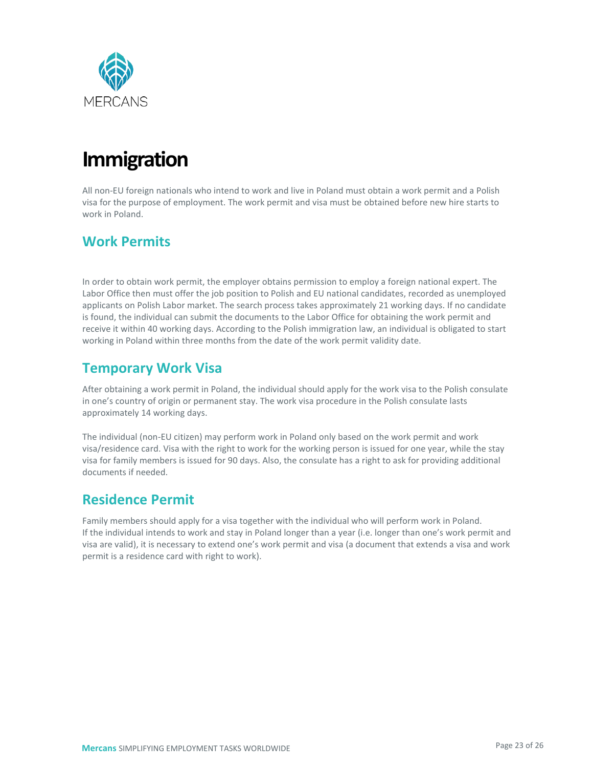# Immigration

All non-EU foreign nationals who intend to work and live in Poland must obtain a work permit and a Polish visa for the purpose of employment. The work permit and visa must be obtained before new hire starts to work in Poland.

## Work Permits

In order to obtain work permit, the employer obtains permission to employ a foreign national expert. The Labor Office then must offer the job position to Polish and EU national candidates, recorded as unemployed applicants on Polish Labor market. The search process takes approximately 21 working days. If no candidate is found, the individual can submit the documents to the Labor Office for obtaining the work permit and receive it within 40 working days. According to the Polish immigration law, an individual is obligated to start working in Poland within three months from the date of the work permit validity date.

## Temporary Work Visa

After obtaining a work permit in Poland, the individual should apply for the work visa to the Polish consulate in one's country of origin or permanent stay. The work visa procedure in the Polish consulate lasts approximately 14 working days.

The individual (non-EU citizen) may perform work in Poland only based on the work permit and work visa/residence card. Visa with the right to work for the working person is issued for one year, while the stay visa for family members is issued for 90 days. Also, the consulate has a right to ask for providing additional documents if needed.

## Residence Permit

Family members should apply for a visa together with the individual who will perform work in Poland. If the individual intends to work and stay in Poland longer than a year (i.e. longer than one's work permit and visa are valid), it is necessary to extend one's work permit and visa (a document that extends a visa and work permit is a residence card with right to work).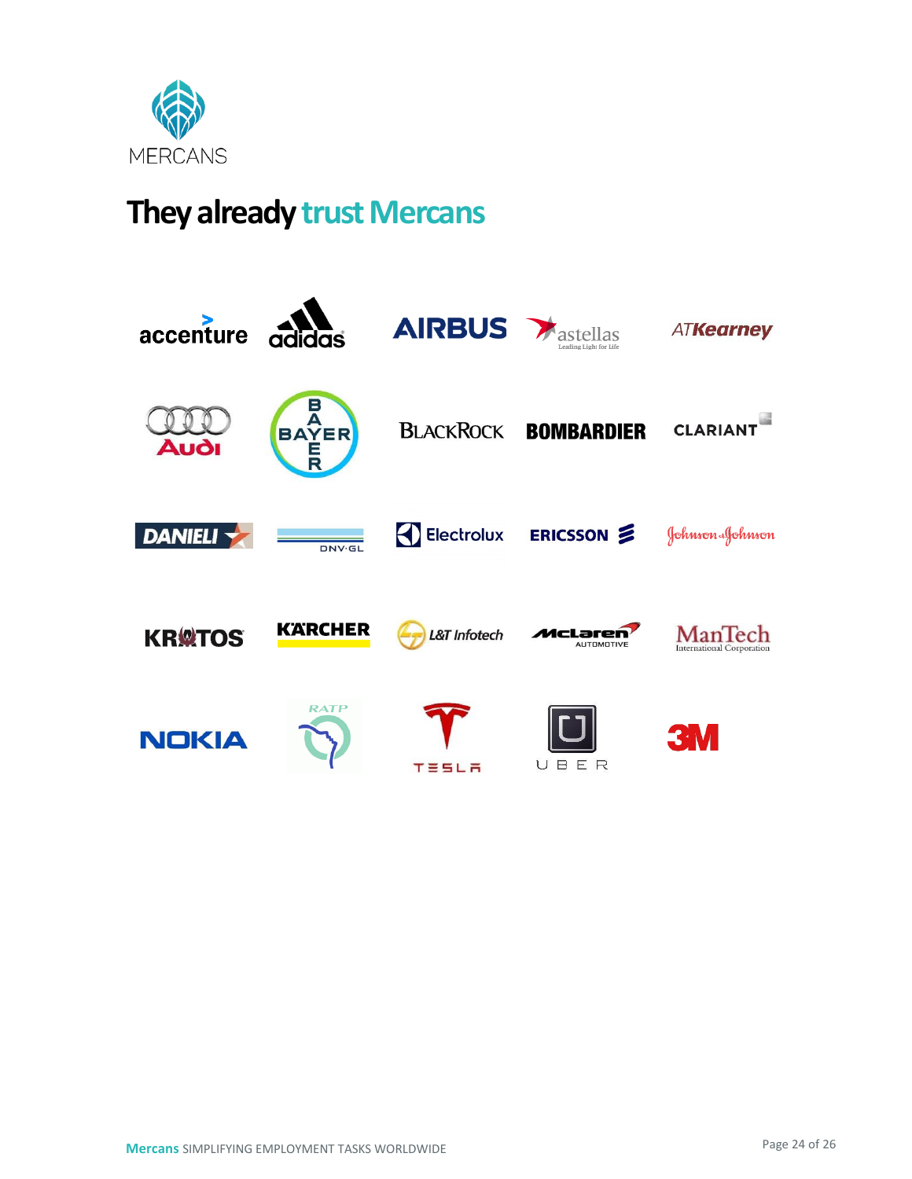MERCANS

# They already trust Mercans

accenture, adidas, AIRBUS, astellas (Leading Light for Life), ATKearney

Audi, BAYER, BlackRock, BOMBARDIER, CLARIANT

DANIELI, DNV·GL, Electrolux, ERICSSON, Johnson & Johnson

KRATOS, KÄRCHER, L&T Infotech, McLaren Automotive, ManTech International Corporation

NOKIA, RATP, TESLA, UBER, 3M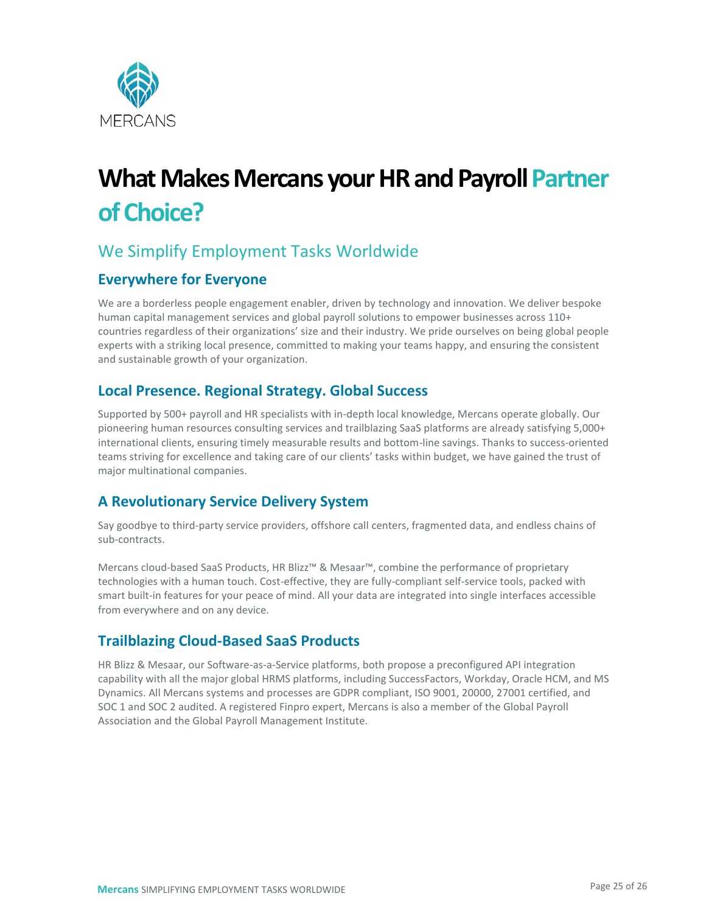MERCANS

# What Makes Mercans your HR and Payroll Partner of Choice?

## We Simplify Employment Tasks Worldwide

### Everywhere for Everyone

We are a borderless people engagement enabler, driven by technology and innovation. We deliver bespoke human capital management services and global payroll solutions to empower businesses across 110+ countries regardless of their organizations' size and their industry. We pride ourselves on being global people experts with a striking local presence, committed to making your teams happy, and ensuring the consistent and sustainable growth of your organization.

### Local Presence. Regional Strategy. Global Success

Supported by 500+ payroll and HR specialists with in-depth local knowledge, Mercans operate globally. Our pioneering human resources consulting services and trailblazing SaaS platforms are already satisfying 5,000+ international clients, ensuring timely measurable results and bottom-line savings. Thanks to success-oriented teams striving for excellence and taking care of our clients' tasks within budget, we have gained the trust of major multinational companies.

### A Revolutionary Service Delivery System

Say goodbye to third-party service providers, offshore call centers, fragmented data, and endless chains of sub-contracts.

Mercans cloud-based SaaS Products, HR Blizz™ & Mesaar™, combine the performance of proprietary technologies with a human touch. Cost-effective, they are fully-compliant self-service tools, packed with smart built-in features for your peace of mind. All your data are integrated into single interfaces accessible from everywhere and on any device.

### Trailblazing Cloud-Based SaaS Products

HR Blizz & Mesaar, our Software-as-a-Service platforms, both propose a preconfigured API integration capability with all the major global HRMS platforms, including SuccessFactors, Workday, Oracle HCM, and MS Dynamics. All Mercans systems and processes are GDPR compliant, ISO 9001, 20000, 27001 certified, and SOC 1 and SOC 2 audited. A registered Finpro expert, Mercans is also a member of the Global Payroll Association and the Global Payroll Management Institute.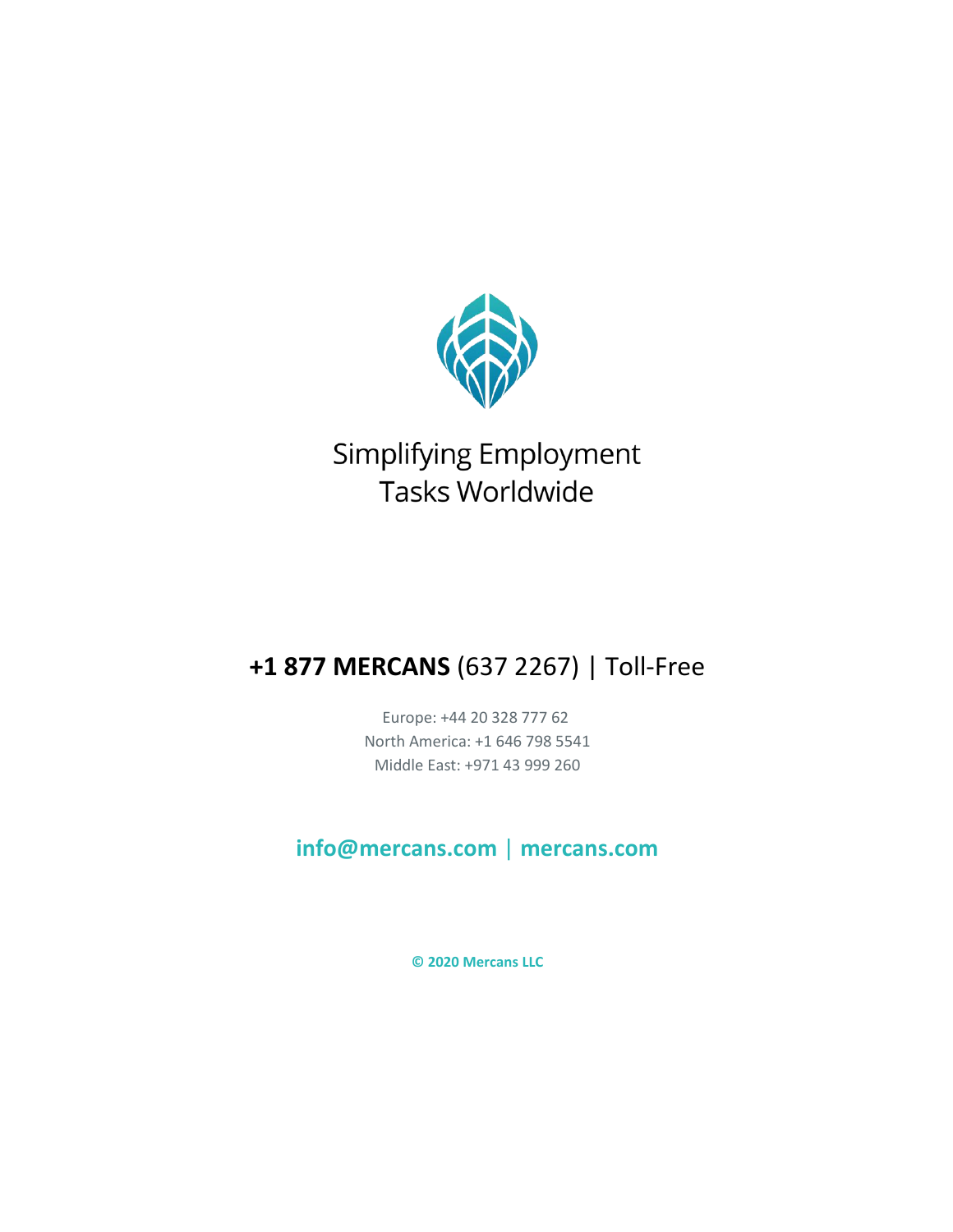Simplifying Employment
Tasks Worldwide

**+1 877 MERCANS** (637 2267) | Toll-Free

Europe: +44 20 328 777 62
North America: +1 646 798 5541
Middle East: +971 43 999 260

**info@mercans.com** | **mercans.com**

**© 2020 Mercans LLC**